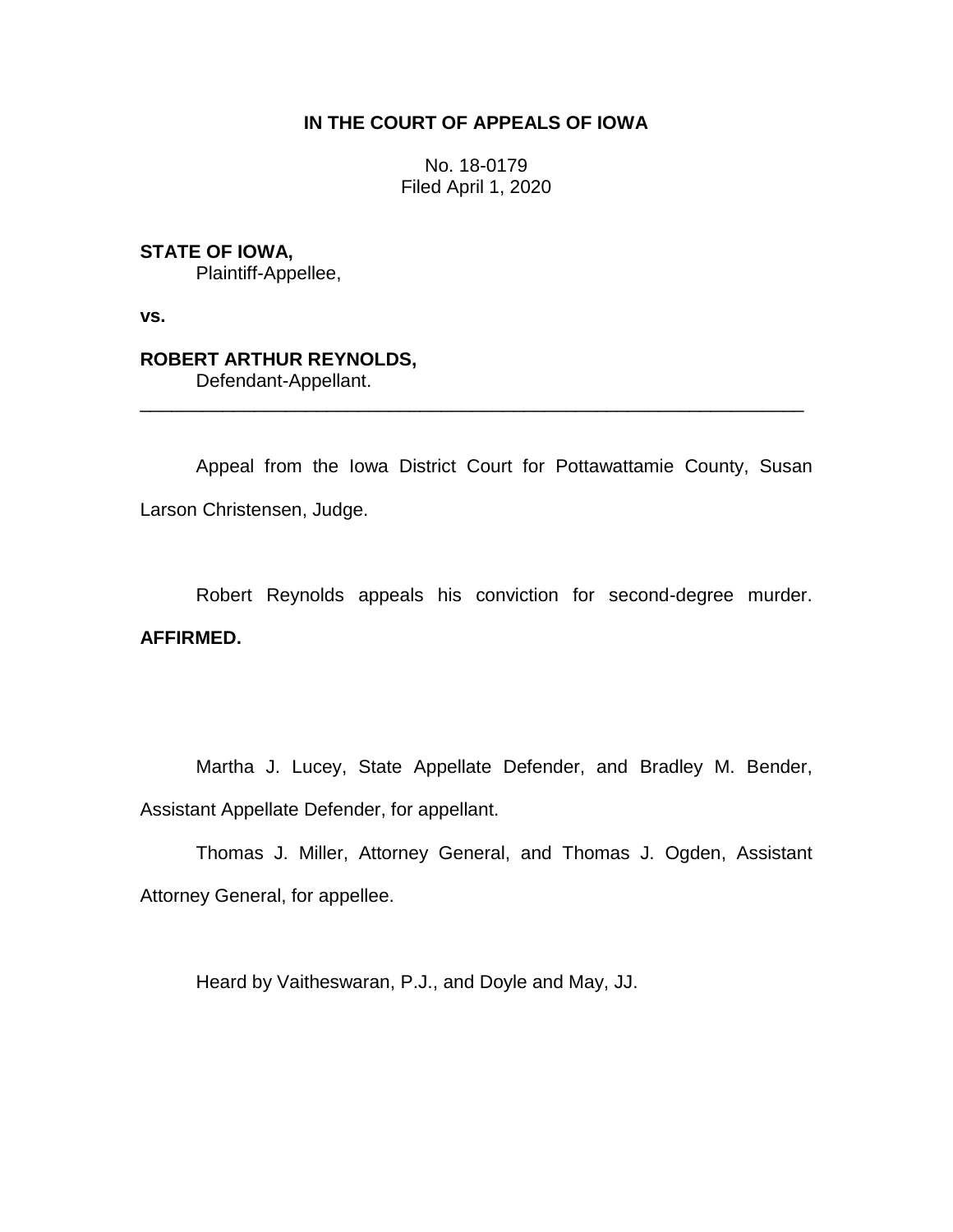# IN THE COURT OF APPEALS OF IOWA

No. 18-0179
Filed April 1, 2020

**STATE OF IOWA,**
Plaintiff-Appellee,

**vs.**

**ROBERT ARTHUR REYNOLDS,**
Defendant-Appellant.

---

Appeal from the Iowa District Court for Pottawattamie County, Susan Larson Christensen, Judge.

Robert Reynolds appeals his conviction for second-degree murder. **AFFIRMED.**

Martha J. Lucey, State Appellate Defender, and Bradley M. Bender, Assistant Appellate Defender, for appellant.

Thomas J. Miller, Attorney General, and Thomas J. Ogden, Assistant Attorney General, for appellee.

Heard by Vaitheswaran, P.J., and Doyle and May, JJ.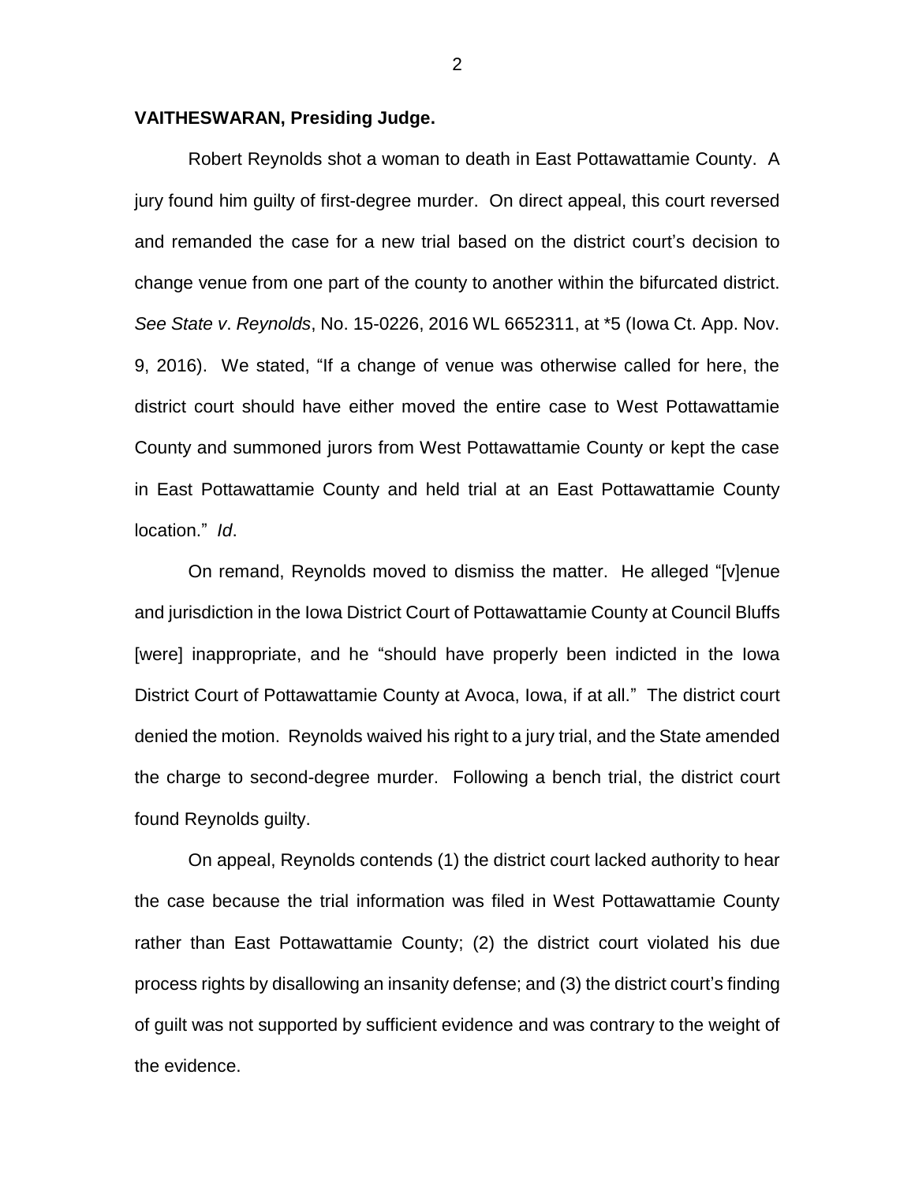**VAITHESWARAN, Presiding Judge.**

Robert Reynolds shot a woman to death in East Pottawattamie County. A jury found him guilty of first-degree murder. On direct appeal, this court reversed and remanded the case for a new trial based on the district court's decision to change venue from one part of the county to another within the bifurcated district. *See State v. Reynolds*, No. 15-0226, 2016 WL 6652311, at *5 (Iowa Ct. App. Nov. 9, 2016). We stated, "If a change of venue was otherwise called for here, the district court should have either moved the entire case to West Pottawattamie County and summoned jurors from West Pottawattamie County or kept the case in East Pottawattamie County and held trial at an East Pottawattamie County location." *Id*.

On remand, Reynolds moved to dismiss the matter. He alleged "[v]enue and jurisdiction in the Iowa District Court of Pottawattamie County at Council Bluffs [were] inappropriate, and he "should have properly been indicted in the Iowa District Court of Pottawattamie County at Avoca, Iowa, if at all." The district court denied the motion. Reynolds waived his right to a jury trial, and the State amended the charge to second-degree murder. Following a bench trial, the district court found Reynolds guilty.

On appeal, Reynolds contends (1) the district court lacked authority to hear the case because the trial information was filed in West Pottawattamie County rather than East Pottawattamie County; (2) the district court violated his due process rights by disallowing an insanity defense; and (3) the district court's finding of guilt was not supported by sufficient evidence and was contrary to the weight of the evidence.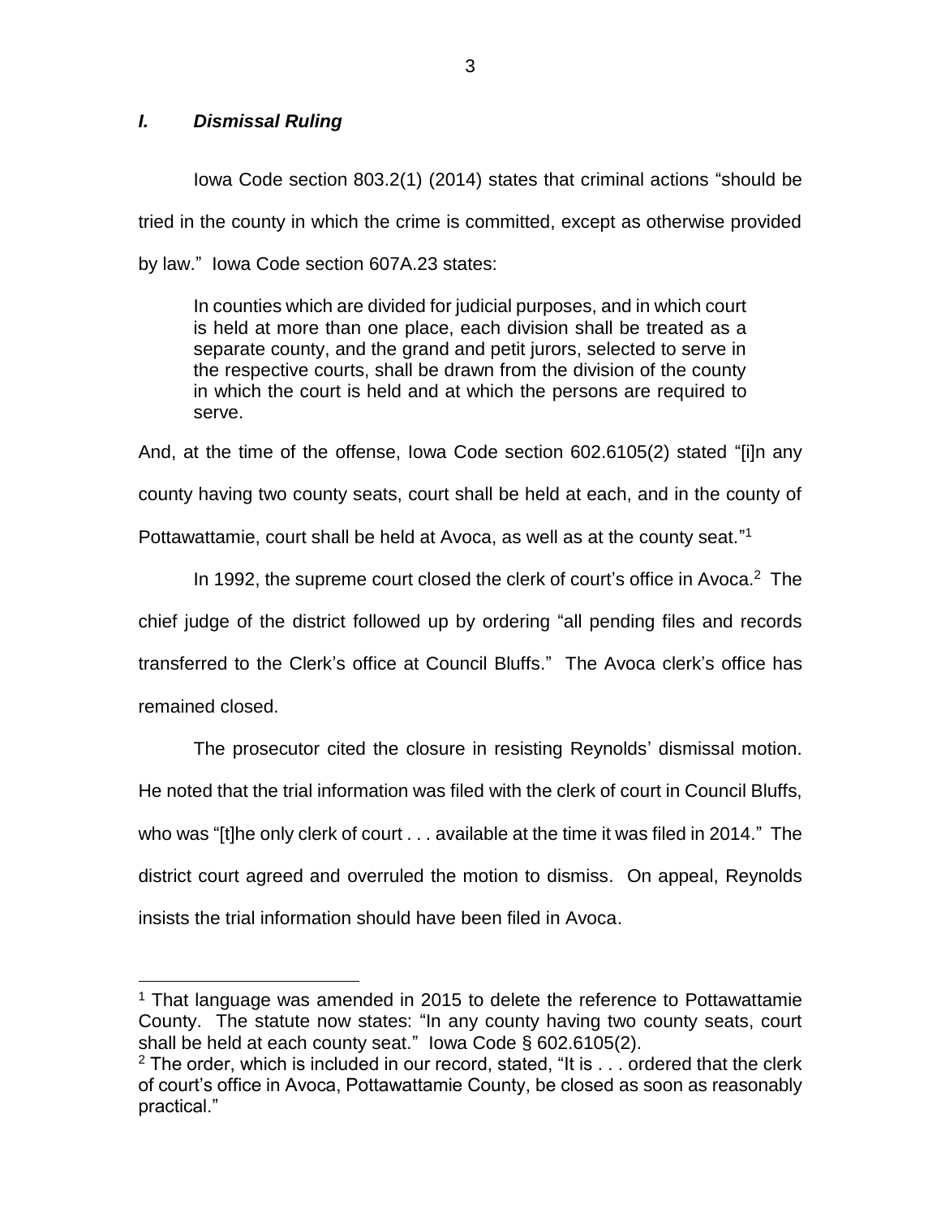## *I. Dismissal Ruling*

Iowa Code section 803.2(1) (2014) states that criminal actions "should be tried in the county in which the crime is committed, except as otherwise provided by law." Iowa Code section 607A.23 states:

> In counties which are divided for judicial purposes, and in which court is held at more than one place, each division shall be treated as a separate county, and the grand and petit jurors, selected to serve in the respective courts, shall be drawn from the division of the county in which the court is held and at which the persons are required to serve.

And, at the time of the offense, Iowa Code section 602.6105(2) stated "[i]n any county having two county seats, court shall be held at each, and in the county of Pottawattamie, court shall be held at Avoca, as well as at the county seat."[1]

In 1992, the supreme court closed the clerk of court's office in Avoca.[2] The chief judge of the district followed up by ordering "all pending files and records transferred to the Clerk's office at Council Bluffs." The Avoca clerk's office has remained closed.

The prosecutor cited the closure in resisting Reynolds' dismissal motion. He noted that the trial information was filed with the clerk of court in Council Bluffs, who was "[t]he only clerk of court . . . available at the time it was filed in 2014." The district court agreed and overruled the motion to dismiss. On appeal, Reynolds insists the trial information should have been filed in Avoca.

---

[1] That language was amended in 2015 to delete the reference to Pottawattamie County. The statute now states: "In any county having two county seats, court shall be held at each county seat." Iowa Code § 602.6105(2).

[2] The order, which is included in our record, stated, "It is . . . ordered that the clerk of court's office in Avoca, Pottawattamie County, be closed as soon as reasonably practical."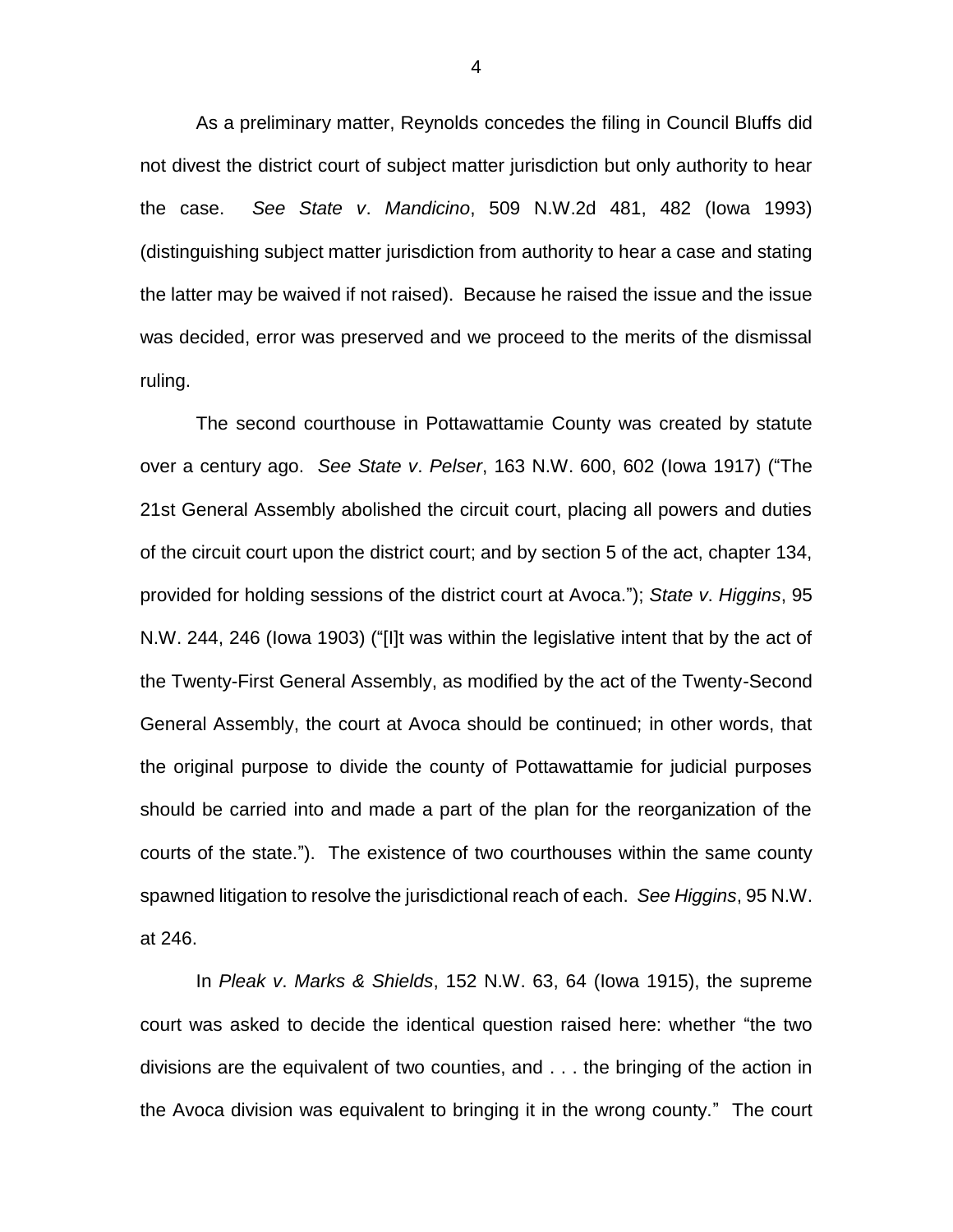As a preliminary matter, Reynolds concedes the filing in Council Bluffs did not divest the district court of subject matter jurisdiction but only authority to hear the case. *See State v. Mandicino*, 509 N.W.2d 481, 482 (Iowa 1993) (distinguishing subject matter jurisdiction from authority to hear a case and stating the latter may be waived if not raised). Because he raised the issue and the issue was decided, error was preserved and we proceed to the merits of the dismissal ruling.

The second courthouse in Pottawattamie County was created by statute over a century ago. *See State v. Pelser*, 163 N.W. 600, 602 (Iowa 1917) ("The 21st General Assembly abolished the circuit court, placing all powers and duties of the circuit court upon the district court; and by section 5 of the act, chapter 134, provided for holding sessions of the district court at Avoca."); *State v. Higgins*, 95 N.W. 244, 246 (Iowa 1903) ("[I]t was within the legislative intent that by the act of the Twenty-First General Assembly, as modified by the act of the Twenty-Second General Assembly, the court at Avoca should be continued; in other words, that the original purpose to divide the county of Pottawattamie for judicial purposes should be carried into and made a part of the plan for the reorganization of the courts of the state."). The existence of two courthouses within the same county spawned litigation to resolve the jurisdictional reach of each. *See Higgins*, 95 N.W. at 246.

In *Pleak v. Marks & Shields*, 152 N.W. 63, 64 (Iowa 1915), the supreme court was asked to decide the identical question raised here: whether "the two divisions are the equivalent of two counties, and . . . the bringing of the action in the Avoca division was equivalent to bringing it in the wrong county." The court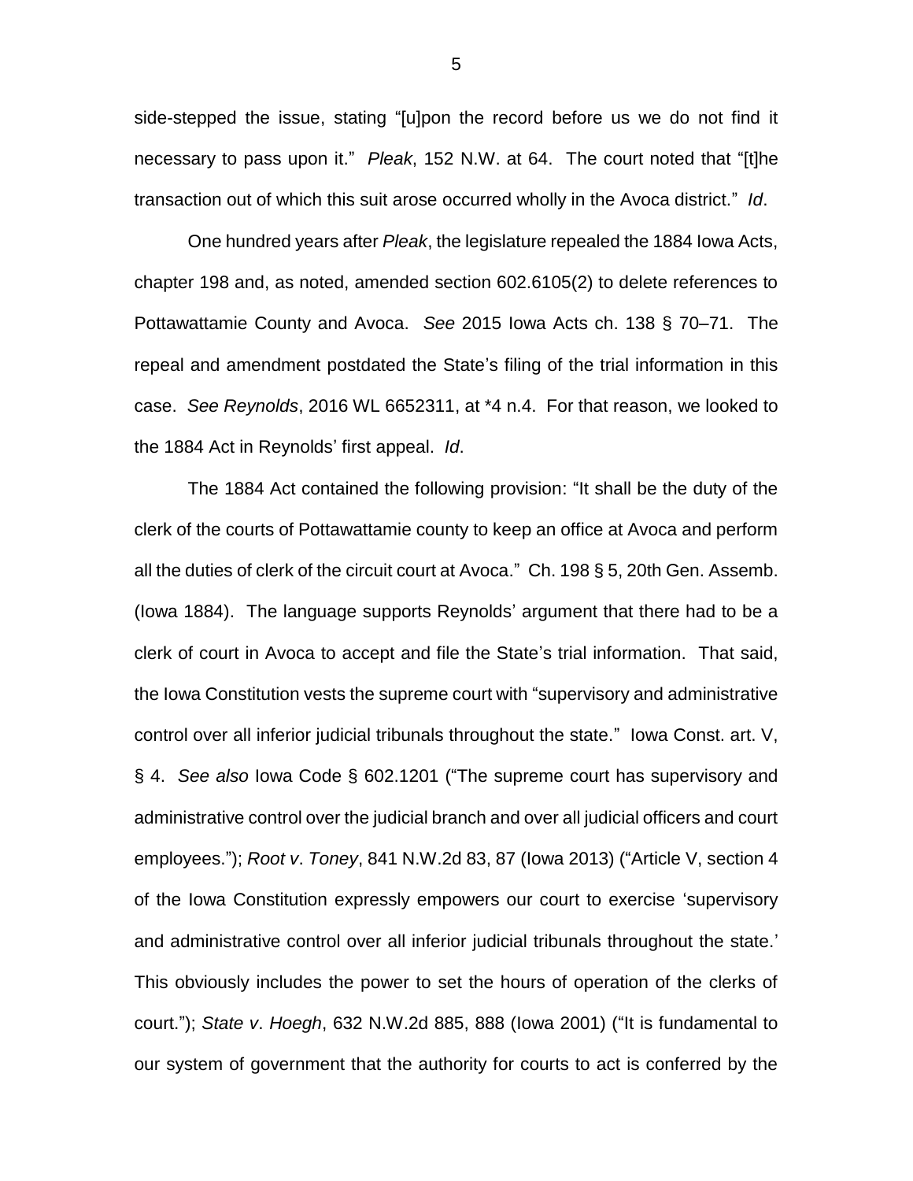side-stepped the issue, stating "[u]pon the record before us we do not find it necessary to pass upon it." *Pleak*, 152 N.W. at 64. The court noted that "[t]he transaction out of which this suit arose occurred wholly in the Avoca district." *Id*.

One hundred years after *Pleak*, the legislature repealed the 1884 Iowa Acts, chapter 198 and, as noted, amended section 602.6105(2) to delete references to Pottawattamie County and Avoca. *See* 2015 Iowa Acts ch. 138 § 70–71. The repeal and amendment postdated the State's filing of the trial information in this case. *See Reynolds*, 2016 WL 6652311, at *4 n.4. For that reason, we looked to the 1884 Act in Reynolds' first appeal. *Id*.

The 1884 Act contained the following provision: "It shall be the duty of the clerk of the courts of Pottawattamie county to keep an office at Avoca and perform all the duties of clerk of the circuit court at Avoca." Ch. 198 § 5, 20th Gen. Assemb. (Iowa 1884). The language supports Reynolds' argument that there had to be a clerk of court in Avoca to accept and file the State's trial information. That said, the Iowa Constitution vests the supreme court with "supervisory and administrative control over all inferior judicial tribunals throughout the state." Iowa Const. art. V, § 4. *See also* Iowa Code § 602.1201 ("The supreme court has supervisory and administrative control over the judicial branch and over all judicial officers and court employees."); *Root v. Toney*, 841 N.W.2d 83, 87 (Iowa 2013) ("Article V, section 4 of the Iowa Constitution expressly empowers our court to exercise 'supervisory and administrative control over all inferior judicial tribunals throughout the state.' This obviously includes the power to set the hours of operation of the clerks of court."); *State v. Hoegh*, 632 N.W.2d 885, 888 (Iowa 2001) ("It is fundamental to our system of government that the authority for courts to act is conferred by the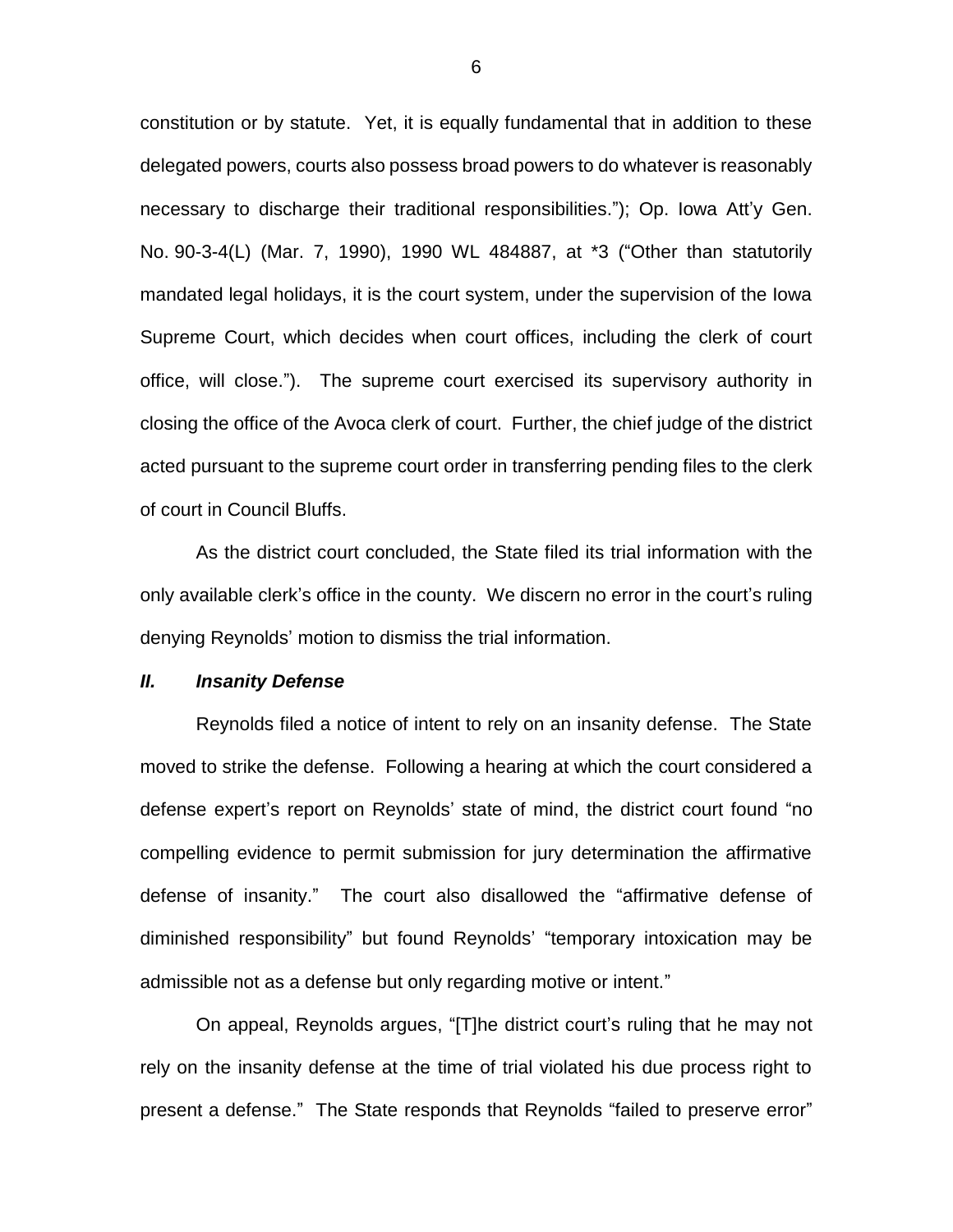constitution or by statute. Yet, it is equally fundamental that in addition to these delegated powers, courts also possess broad powers to do whatever is reasonably necessary to discharge their traditional responsibilities."); Op. Iowa Att'y Gen. No. 90-3-4(L) (Mar. 7, 1990), 1990 WL 484887, at *3 ("Other than statutorily mandated legal holidays, it is the court system, under the supervision of the Iowa Supreme Court, which decides when court offices, including the clerk of court office, will close."). The supreme court exercised its supervisory authority in closing the office of the Avoca clerk of court. Further, the chief judge of the district acted pursuant to the supreme court order in transferring pending files to the clerk of court in Council Bluffs.

As the district court concluded, the State filed its trial information with the only available clerk's office in the county. We discern no error in the court's ruling denying Reynolds' motion to dismiss the trial information.

### *II. Insanity Defense*

Reynolds filed a notice of intent to rely on an insanity defense. The State moved to strike the defense. Following a hearing at which the court considered a defense expert's report on Reynolds' state of mind, the district court found "no compelling evidence to permit submission for jury determination the affirmative defense of insanity." The court also disallowed the "affirmative defense of diminished responsibility" but found Reynolds' "temporary intoxication may be admissible not as a defense but only regarding motive or intent."

On appeal, Reynolds argues, "[T]he district court's ruling that he may not rely on the insanity defense at the time of trial violated his due process right to present a defense." The State responds that Reynolds "failed to preserve error"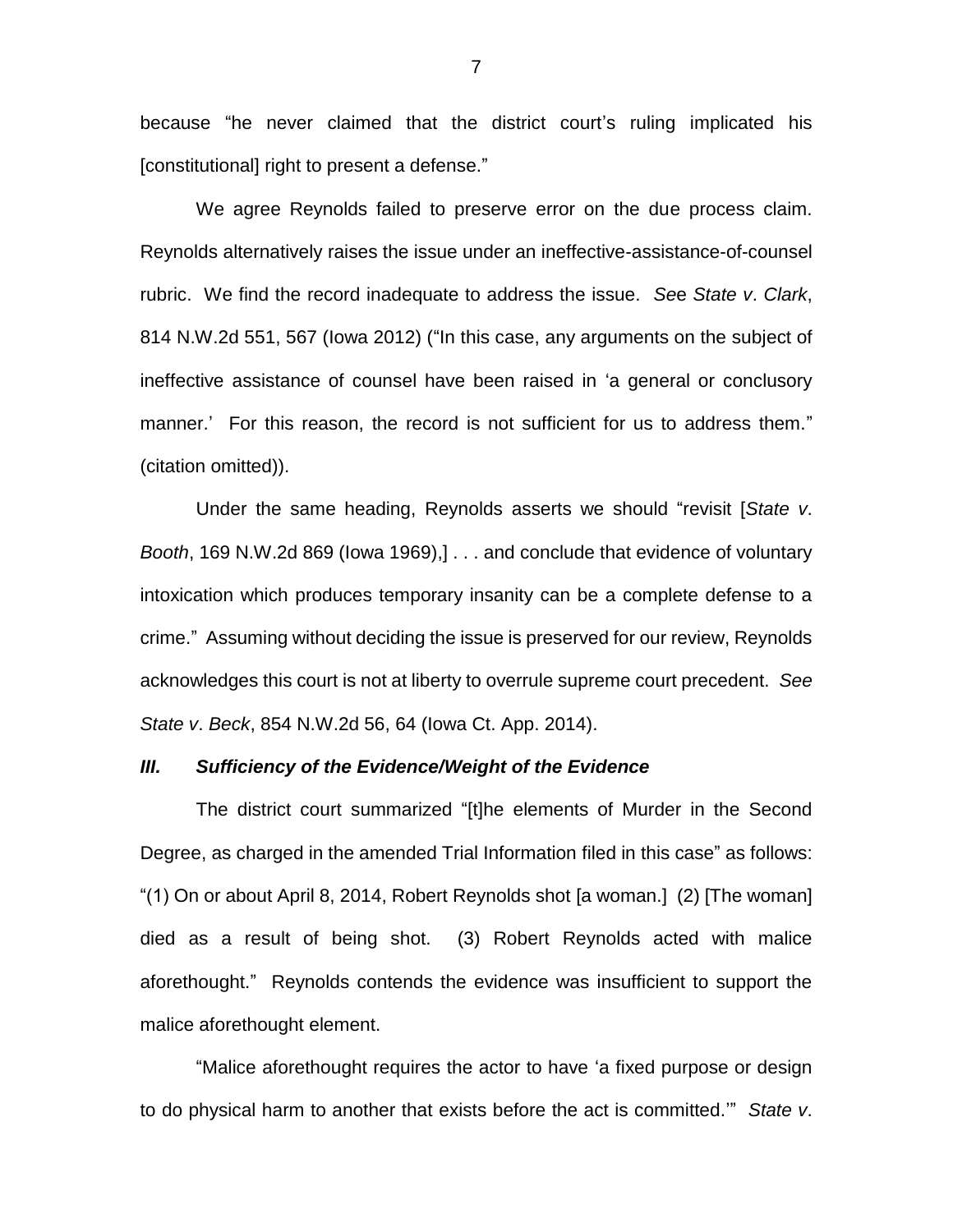because "he never claimed that the district court's ruling implicated his [constitutional] right to present a defense."

We agree Reynolds failed to preserve error on the due process claim. Reynolds alternatively raises the issue under an ineffective-assistance-of-counsel rubric. We find the record inadequate to address the issue. *See State v. Clark*, 814 N.W.2d 551, 567 (Iowa 2012) ("In this case, any arguments on the subject of ineffective assistance of counsel have been raised in 'a general or conclusory manner.' For this reason, the record is not sufficient for us to address them." (citation omitted)).

Under the same heading, Reynolds asserts we should "revisit [*State v. Booth*, 169 N.W.2d 869 (Iowa 1969),] . . . and conclude that evidence of voluntary intoxication which produces temporary insanity can be a complete defense to a crime." Assuming without deciding the issue is preserved for our review, Reynolds acknowledges this court is not at liberty to overrule supreme court precedent. *See State v. Beck*, 854 N.W.2d 56, 64 (Iowa Ct. App. 2014).

### *III. Sufficiency of the Evidence/Weight of the Evidence*

The district court summarized "[t]he elements of Murder in the Second Degree, as charged in the amended Trial Information filed in this case" as follows: "(1) On or about April 8, 2014, Robert Reynolds shot [a woman.] (2) [The woman] died as a result of being shot. (3) Robert Reynolds acted with malice aforethought." Reynolds contends the evidence was insufficient to support the malice aforethought element.

"Malice aforethought requires the actor to have 'a fixed purpose or design to do physical harm to another that exists before the act is committed.'" *State v.*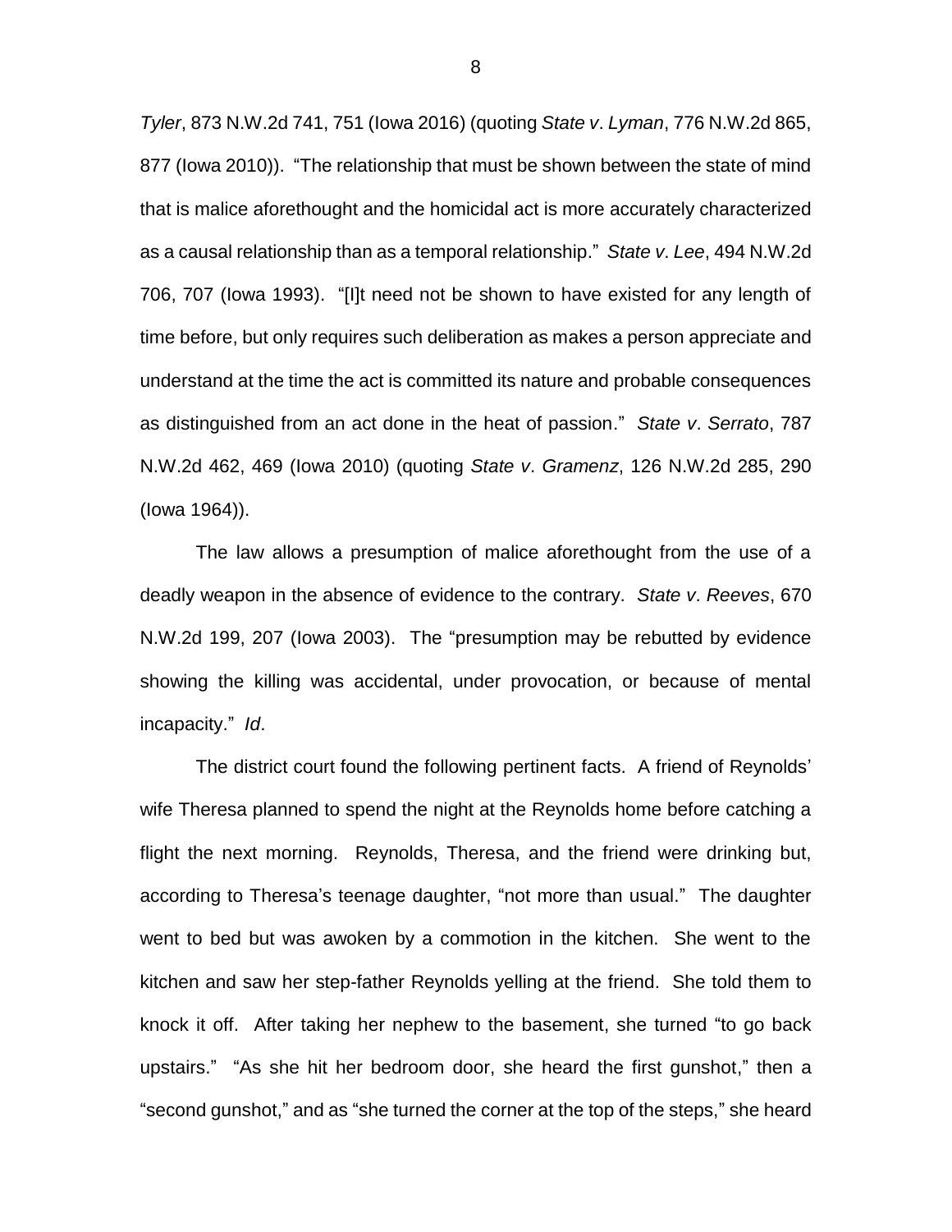*Tyler*, 873 N.W.2d 741, 751 (Iowa 2016) (quoting *State v*. *Lyman*, 776 N.W.2d 865, 877 (Iowa 2010)). "The relationship that must be shown between the state of mind that is malice aforethought and the homicidal act is more accurately characterized as a causal relationship than as a temporal relationship." *State v*. *Lee*, 494 N.W.2d 706, 707 (Iowa 1993). "[I]t need not be shown to have existed for any length of time before, but only requires such deliberation as makes a person appreciate and understand at the time the act is committed its nature and probable consequences as distinguished from an act done in the heat of passion." *State v*. *Serrato*, 787 N.W.2d 462, 469 (Iowa 2010) (quoting *State v*. *Gramenz*, 126 N.W.2d 285, 290 (Iowa 1964)).

The law allows a presumption of malice aforethought from the use of a deadly weapon in the absence of evidence to the contrary. *State v*. *Reeves*, 670 N.W.2d 199, 207 (Iowa 2003). The "presumption may be rebutted by evidence showing the killing was accidental, under provocation, or because of mental incapacity." *Id*.

The district court found the following pertinent facts. A friend of Reynolds' wife Theresa planned to spend the night at the Reynolds home before catching a flight the next morning. Reynolds, Theresa, and the friend were drinking but, according to Theresa's teenage daughter, "not more than usual." The daughter went to bed but was awoken by a commotion in the kitchen. She went to the kitchen and saw her step-father Reynolds yelling at the friend. She told them to knock it off. After taking her nephew to the basement, she turned "to go back upstairs." "As she hit her bedroom door, she heard the first gunshot," then a "second gunshot," and as "she turned the corner at the top of the steps," she heard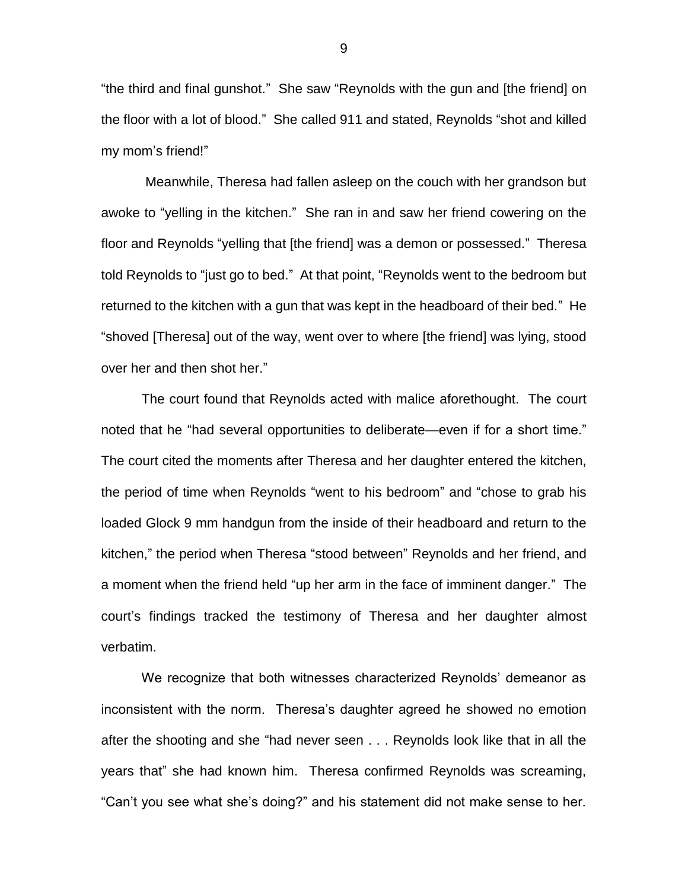"the third and final gunshot." She saw "Reynolds with the gun and [the friend] on the floor with a lot of blood." She called 911 and stated, Reynolds "shot and killed my mom's friend!"

Meanwhile, Theresa had fallen asleep on the couch with her grandson but awoke to "yelling in the kitchen." She ran in and saw her friend cowering on the floor and Reynolds "yelling that [the friend] was a demon or possessed." Theresa told Reynolds to "just go to bed." At that point, "Reynolds went to the bedroom but returned to the kitchen with a gun that was kept in the headboard of their bed." He "shoved [Theresa] out of the way, went over to where [the friend] was lying, stood over her and then shot her."

The court found that Reynolds acted with malice aforethought. The court noted that he "had several opportunities to deliberate—even if for a short time." The court cited the moments after Theresa and her daughter entered the kitchen, the period of time when Reynolds "went to his bedroom" and "chose to grab his loaded Glock 9 mm handgun from the inside of their headboard and return to the kitchen," the period when Theresa "stood between" Reynolds and her friend, and a moment when the friend held "up her arm in the face of imminent danger." The court's findings tracked the testimony of Theresa and her daughter almost verbatim.

We recognize that both witnesses characterized Reynolds' demeanor as inconsistent with the norm. Theresa's daughter agreed he showed no emotion after the shooting and she "had never seen . . . Reynolds look like that in all the years that" she had known him. Theresa confirmed Reynolds was screaming, "Can't you see what she's doing?" and his statement did not make sense to her.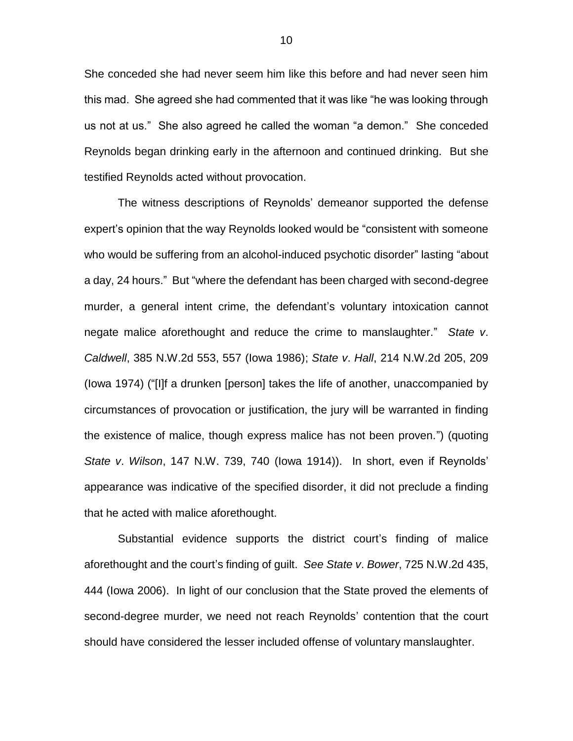She conceded she had never seem him like this before and had never seen him this mad. She agreed she had commented that it was like "he was looking through us not at us." She also agreed he called the woman "a demon." She conceded Reynolds began drinking early in the afternoon and continued drinking. But she testified Reynolds acted without provocation.

The witness descriptions of Reynolds' demeanor supported the defense expert's opinion that the way Reynolds looked would be "consistent with someone who would be suffering from an alcohol-induced psychotic disorder" lasting "about a day, 24 hours." But "where the defendant has been charged with second-degree murder, a general intent crime, the defendant's voluntary intoxication cannot negate malice aforethought and reduce the crime to manslaughter." *State v. Caldwell*, 385 N.W.2d 553, 557 (Iowa 1986); *State v. Hall*, 214 N.W.2d 205, 209 (Iowa 1974) ("[I]f a drunken [person] takes the life of another, unaccompanied by circumstances of provocation or justification, the jury will be warranted in finding the existence of malice, though express malice has not been proven.") (quoting *State v. Wilson*, 147 N.W. 739, 740 (Iowa 1914)). In short, even if Reynolds' appearance was indicative of the specified disorder, it did not preclude a finding that he acted with malice aforethought.

Substantial evidence supports the district court's finding of malice aforethought and the court's finding of guilt. *See State v. Bower*, 725 N.W.2d 435, 444 (Iowa 2006). In light of our conclusion that the State proved the elements of second-degree murder, we need not reach Reynolds' contention that the court should have considered the lesser included offense of voluntary manslaughter.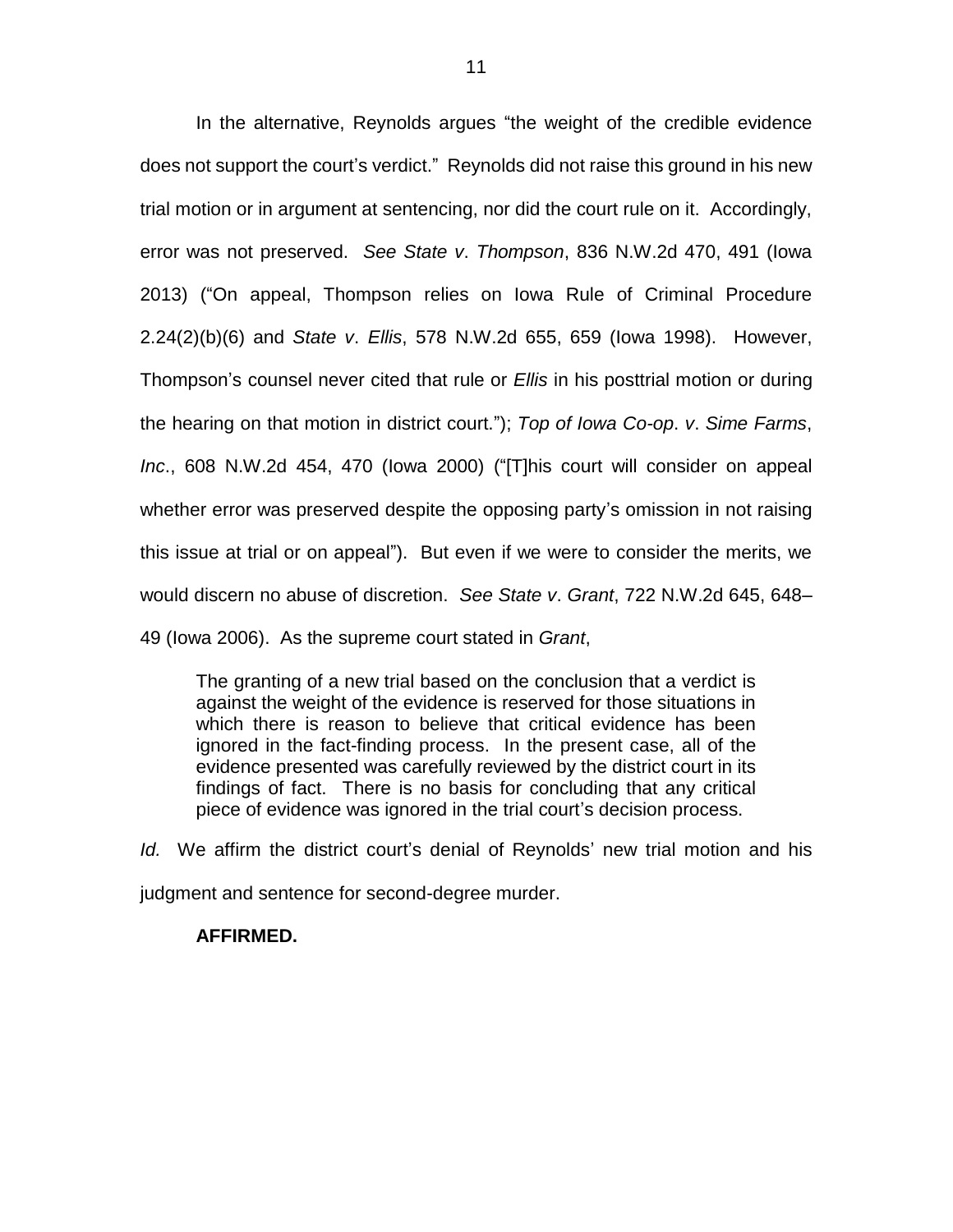In the alternative, Reynolds argues "the weight of the credible evidence does not support the court's verdict." Reynolds did not raise this ground in his new trial motion or in argument at sentencing, nor did the court rule on it. Accordingly, error was not preserved. *See State v. Thompson*, 836 N.W.2d 470, 491 (Iowa 2013) ("On appeal, Thompson relies on Iowa Rule of Criminal Procedure 2.24(2)(b)(6) and *State v. Ellis*, 578 N.W.2d 655, 659 (Iowa 1998). However, Thompson's counsel never cited that rule or *Ellis* in his posttrial motion or during the hearing on that motion in district court."); *Top of Iowa Co-op. v. Sime Farms, Inc.*, 608 N.W.2d 454, 470 (Iowa 2000) ("[T]his court will consider on appeal whether error was preserved despite the opposing party's omission in not raising this issue at trial or on appeal"). But even if we were to consider the merits, we would discern no abuse of discretion. *See State v. Grant*, 722 N.W.2d 645, 648–49 (Iowa 2006). As the supreme court stated in *Grant*,

> The granting of a new trial based on the conclusion that a verdict is against the weight of the evidence is reserved for those situations in which there is reason to believe that critical evidence has been ignored in the fact-finding process. In the present case, all of the evidence presented was carefully reviewed by the district court in its findings of fact. There is no basis for concluding that any critical piece of evidence was ignored in the trial court's decision process.

*Id.* We affirm the district court's denial of Reynolds' new trial motion and his judgment and sentence for second-degree murder.

**AFFIRMED.**